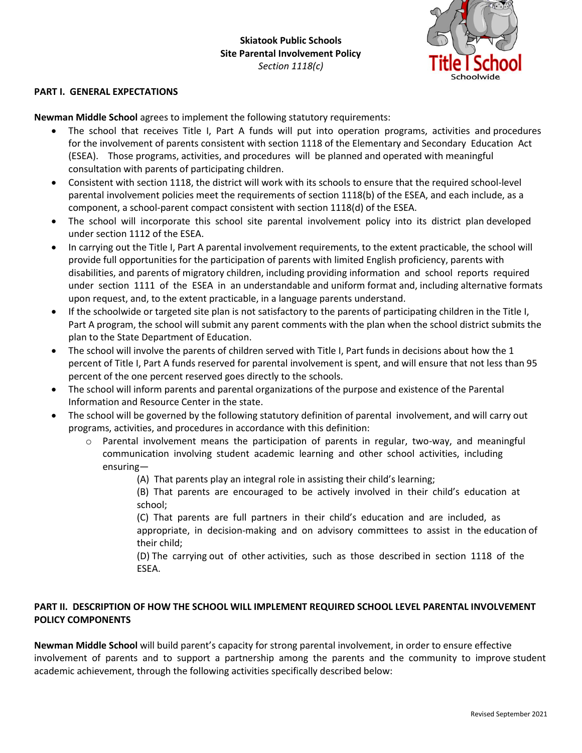**Skiatook Public Schools**
**Site Parental Involvement Policy**
*Section 1118(c)*

Title I School
Schoolwide

## PART I. GENERAL EXPECTATIONS

**Newman Middle School** agrees to implement the following statutory requirements:

- The school that receives Title I, Part A funds will put into operation programs, activities and procedures for the involvement of parents consistent with section 1118 of the Elementary and Secondary Education Act (ESEA). Those programs, activities, and procedures will be planned and operated with meaningful consultation with parents of participating children.
- Consistent with section 1118, the district will work with its schools to ensure that the required school-level parental involvement policies meet the requirements of section 1118(b) of the ESEA, and each include, as a component, a school-parent compact consistent with section 1118(d) of the ESEA.
- The school will incorporate this school site parental involvement policy into its district plan developed under section 1112 of the ESEA.
- In carrying out the Title I, Part A parental involvement requirements, to the extent practicable, the school will provide full opportunities for the participation of parents with limited English proficiency, parents with disabilities, and parents of migratory children, including providing information and school reports required under section 1111 of the ESEA in an understandable and uniform format and, including alternative formats upon request, and, to the extent practicable, in a language parents understand.
- If the schoolwide or targeted site plan is not satisfactory to the parents of participating children in the Title I, Part A program, the school will submit any parent comments with the plan when the school district submits the plan to the State Department of Education.
- The school will involve the parents of children served with Title I, Part funds in decisions about how the 1 percent of Title I, Part A funds reserved for parental involvement is spent, and will ensure that not less than 95 percent of the one percent reserved goes directly to the schools.
- The school will inform parents and parental organizations of the purpose and existence of the Parental Information and Resource Center in the state.
- The school will be governed by the following statutory definition of parental involvement, and will carry out programs, activities, and procedures in accordance with this definition:
  - Parental involvement means the participation of parents in regular, two-way, and meaningful communication involving student academic learning and other school activities, including ensuring—

    (A) That parents play an integral role in assisting their child's learning;

    (B) That parents are encouraged to be actively involved in their child's education at school;

    (C) That parents are full partners in their child's education and are included, as appropriate, in decision-making and on advisory committees to assist in the education of their child;

    (D) The carrying out of other activities, such as those described in section 1118 of the ESEA.

## PART II. DESCRIPTION OF HOW THE SCHOOL WILL IMPLEMENT REQUIRED SCHOOL LEVEL PARENTAL INVOLVEMENT POLICY COMPONENTS

**Newman Middle School** will build parent's capacity for strong parental involvement, in order to ensure effective involvement of parents and to support a partnership among the parents and the community to improve student academic achievement, through the following activities specifically described below: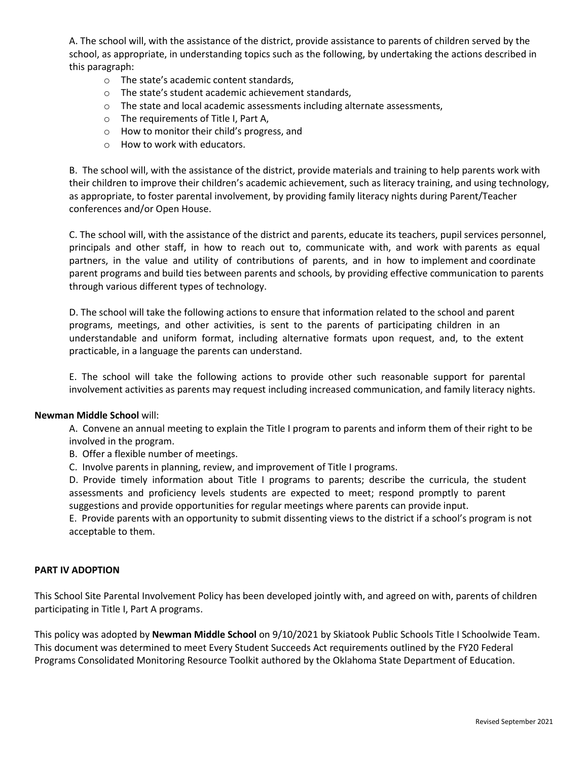A. The school will, with the assistance of the district, provide assistance to parents of children served by the school, as appropriate, in understanding topics such as the following, by undertaking the actions described in this paragraph:

- The state's academic content standards,
- The state's student academic achievement standards,
- The state and local academic assessments including alternate assessments,
- The requirements of Title I, Part A,
- How to monitor their child's progress, and
- How to work with educators.

B. The school will, with the assistance of the district, provide materials and training to help parents work with their children to improve their children's academic achievement, such as literacy training, and using technology, as appropriate, to foster parental involvement, by providing family literacy nights during Parent/Teacher conferences and/or Open House.

C. The school will, with the assistance of the district and parents, educate its teachers, pupil services personnel, principals and other staff, in how to reach out to, communicate with, and work with parents as equal partners, in the value and utility of contributions of parents, and in how to implement and coordinate parent programs and build ties between parents and schools, by providing effective communication to parents through various different types of technology.

D. The school will take the following actions to ensure that information related to the school and parent programs, meetings, and other activities, is sent to the parents of participating children in an understandable and uniform format, including alternative formats upon request, and, to the extent practicable, in a language the parents can understand.

E. The school will take the following actions to provide other such reasonable support for parental involvement activities as parents may request including increased communication, and family literacy nights.

**Newman Middle School** will:

A. Convene an annual meeting to explain the Title I program to parents and inform them of their right to be involved in the program.
B. Offer a flexible number of meetings.
C. Involve parents in planning, review, and improvement of Title I programs.
D. Provide timely information about Title I programs to parents; describe the curricula, the student assessments and proficiency levels students are expected to meet; respond promptly to parent suggestions and provide opportunities for regular meetings where parents can provide input.
E. Provide parents with an opportunity to submit dissenting views to the district if a school's program is not acceptable to them.

**PART IV ADOPTION**

This School Site Parental Involvement Policy has been developed jointly with, and agreed on with, parents of children participating in Title I, Part A programs.

This policy was adopted by **Newman Middle School** on 9/10/2021 by Skiatook Public Schools Title I Schoolwide Team. This document was determined to meet Every Student Succeeds Act requirements outlined by the FY20 Federal Programs Consolidated Monitoring Resource Toolkit authored by the Oklahoma State Department of Education.

Revised September 2021